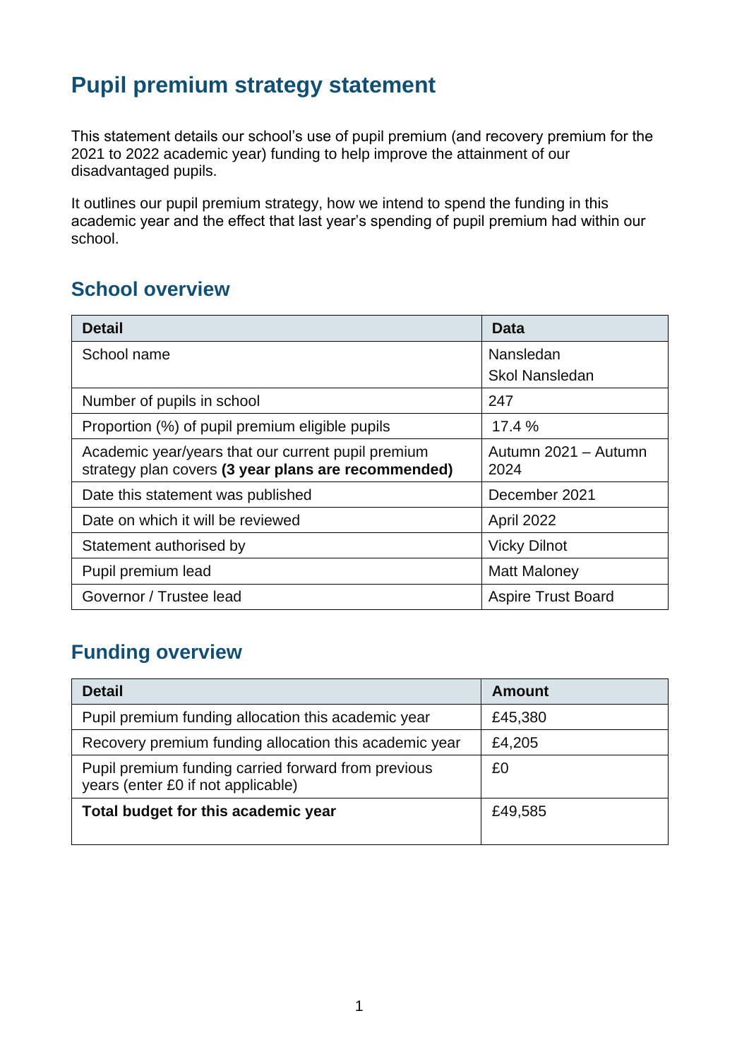# Pupil premium strategy statement

This statement details our school's use of pupil premium (and recovery premium for the 2021 to 2022 academic year) funding to help improve the attainment of our disadvantaged pupils.

It outlines our pupil premium strategy, how we intend to spend the funding in this academic year and the effect that last year's spending of pupil premium had within our school.

## School overview

| Detail | Data |
|---|---|
| School name | Nansledan<br>Skol Nansledan |
| Number of pupils in school | 247 |
| Proportion (%) of pupil premium eligible pupils | 17.4 % |
| Academic year/years that our current pupil premium strategy plan covers **(3 year plans are recommended)** | Autumn 2021 – Autumn 2024 |
| Date this statement was published | December 2021 |
| Date on which it will be reviewed | April 2022 |
| Statement authorised by | Vicky Dilnot |
| Pupil premium lead | Matt Maloney |
| Governor / Trustee lead | Aspire Trust Board |

## Funding overview

| Detail | Amount |
|---|---|
| Pupil premium funding allocation this academic year | £45,380 |
| Recovery premium funding allocation this academic year | £4,205 |
| Pupil premium funding carried forward from previous years (enter £0 if not applicable) | £0 |
| **Total budget for this academic year** | £49,585 |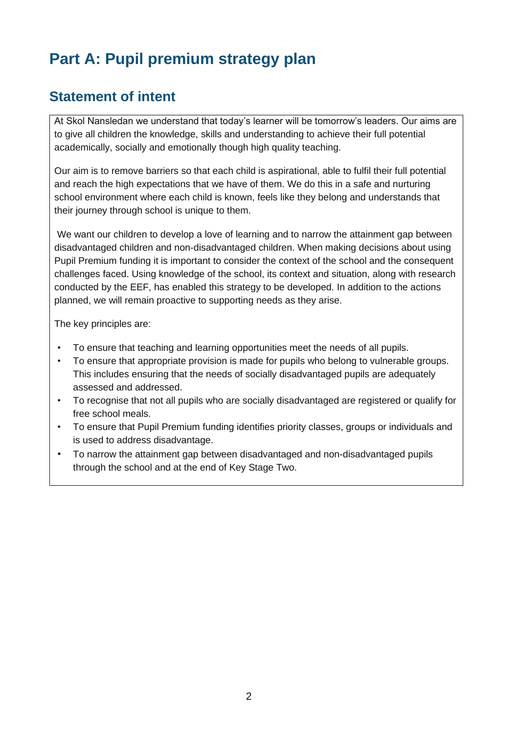# Part A: Pupil premium strategy plan

## Statement of intent

At Skol Nansledan we understand that today's learner will be tomorrow's leaders. Our aims are to give all children the knowledge, skills and understanding to achieve their full potential academically, socially and emotionally though high quality teaching.

Our aim is to remove barriers so that each child is aspirational, able to fulfil their full potential and reach the high expectations that we have of them. We do this in a safe and nurturing school environment where each child is known, feels like they belong and understands that their journey through school is unique to them.

We want our children to develop a love of learning and to narrow the attainment gap between disadvantaged children and non-disadvantaged children. When making decisions about using Pupil Premium funding it is important to consider the context of the school and the consequent challenges faced. Using knowledge of the school, its context and situation, along with research conducted by the EEF, has enabled this strategy to be developed. In addition to the actions planned, we will remain proactive to supporting needs as they arise.

The key principles are:

- To ensure that teaching and learning opportunities meet the needs of all pupils.
- To ensure that appropriate provision is made for pupils who belong to vulnerable groups. This includes ensuring that the needs of socially disadvantaged pupils are adequately assessed and addressed.
- To recognise that not all pupils who are socially disadvantaged are registered or qualify for free school meals.
- To ensure that Pupil Premium funding identifies priority classes, groups or individuals and is used to address disadvantage.
- To narrow the attainment gap between disadvantaged and non-disadvantaged pupils through the school and at the end of Key Stage Two.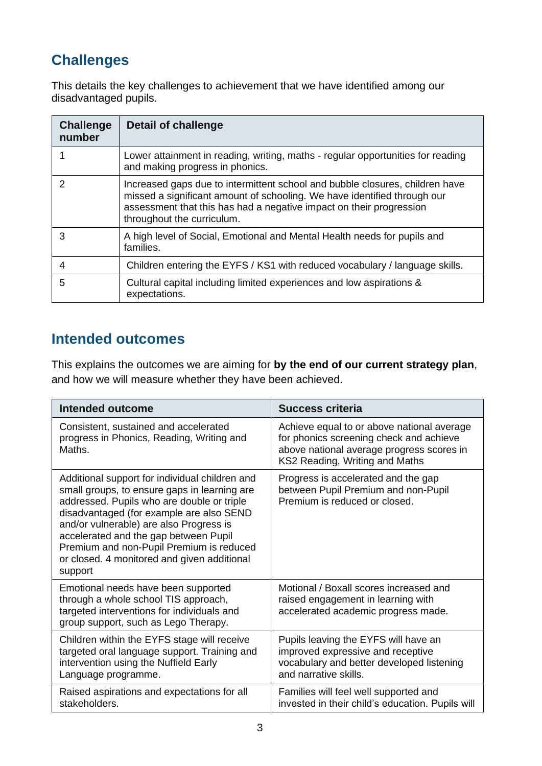## Challenges

This details the key challenges to achievement that we have identified among our disadvantaged pupils.

| Challenge number | Detail of challenge |
|---|---|
| 1 | Lower attainment in reading, writing, maths - regular opportunities for reading and making progress in phonics. |
| 2 | Increased gaps due to intermittent school and bubble closures, children have missed a significant amount of schooling. We have identified through our assessment that this has had a negative impact on their progression throughout the curriculum. |
| 3 | A high level of Social, Emotional and Mental Health needs for pupils and families. |
| 4 | Children entering the EYFS / KS1 with reduced vocabulary / language skills. |
| 5 | Cultural capital including limited experiences and low aspirations & expectations. |

## Intended outcomes

This explains the outcomes we are aiming for **by the end of our current strategy plan**, and how we will measure whether they have been achieved.

| Intended outcome | Success criteria |
|---|---|
| Consistent, sustained and accelerated progress in Phonics, Reading, Writing and Maths. | Achieve equal to or above national average for phonics screening check and achieve above national average progress scores in KS2 Reading, Writing and Maths |
| Additional support for individual children and small groups, to ensure gaps in learning are addressed. Pupils who are double or triple disadvantaged (for example are also SEND and/or vulnerable) are also Progress is accelerated and the gap between Pupil Premium and non-Pupil Premium is reduced or closed. 4 monitored and given additional support | Progress is accelerated and the gap between Pupil Premium and non-Pupil Premium is reduced or closed. |
| Emotional needs have been supported through a whole school TIS approach, targeted interventions for individuals and group support, such as Lego Therapy. | Motional / Boxall scores increased and raised engagement in learning with accelerated academic progress made. |
| Children within the EYFS stage will receive targeted oral language support. Training and intervention using the Nuffield Early Language programme. | Pupils leaving the EYFS will have an improved expressive and receptive vocabulary and better developed listening and narrative skills. |
| Raised aspirations and expectations for all stakeholders. | Families will feel well supported and invested in their child's education. Pupils will |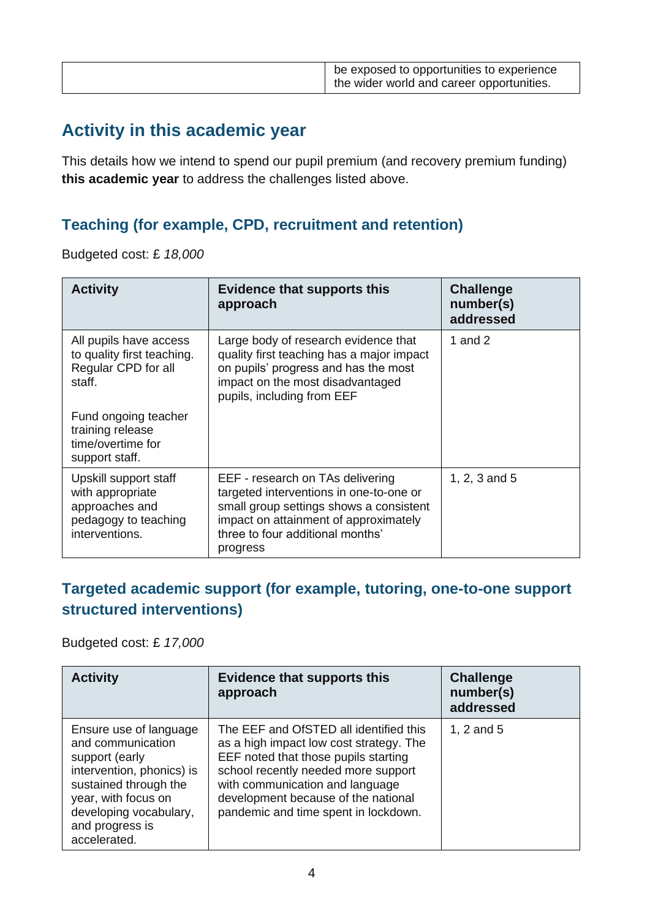| | be exposed to opportunities to experience the wider world and career opportunities. |
|---|---|

## Activity in this academic year

This details how we intend to spend our pupil premium (and recovery premium funding) **this academic year** to address the challenges listed above.

### Teaching (for example, CPD, recruitment and retention)

Budgeted cost: £ *18,000*

| Activity | Evidence that supports this approach | Challenge number(s) addressed |
|---|---|---|
| All pupils have access to quality first teaching. Regular CPD for all staff.<br><br>Fund ongoing teacher training release time/overtime for support staff. | Large body of research evidence that quality first teaching has a major impact on pupils' progress and has the most impact on the most disadvantaged pupils, including from EEF | 1 and 2 |
| Upskill support staff with appropriate approaches and pedagogy to teaching interventions. | EEF - research on TAs delivering targeted interventions in one-to-one or small group settings shows a consistent impact on attainment of approximately three to four additional months' progress | 1, 2, 3 and 5 |

### Targeted academic support (for example, tutoring, one-to-one support structured interventions)

Budgeted cost: £ *17,000*

| Activity | Evidence that supports this approach | Challenge number(s) addressed |
|---|---|---|
| Ensure use of language and communication support (early intervention, phonics) is sustained through the year, with focus on developing vocabulary, and progress is accelerated. | The EEF and OfSTED all identified this as a high impact low cost strategy. The EEF noted that those pupils starting school recently needed more support with communication and language development because of the national pandemic and time spent in lockdown. | 1, 2 and 5 |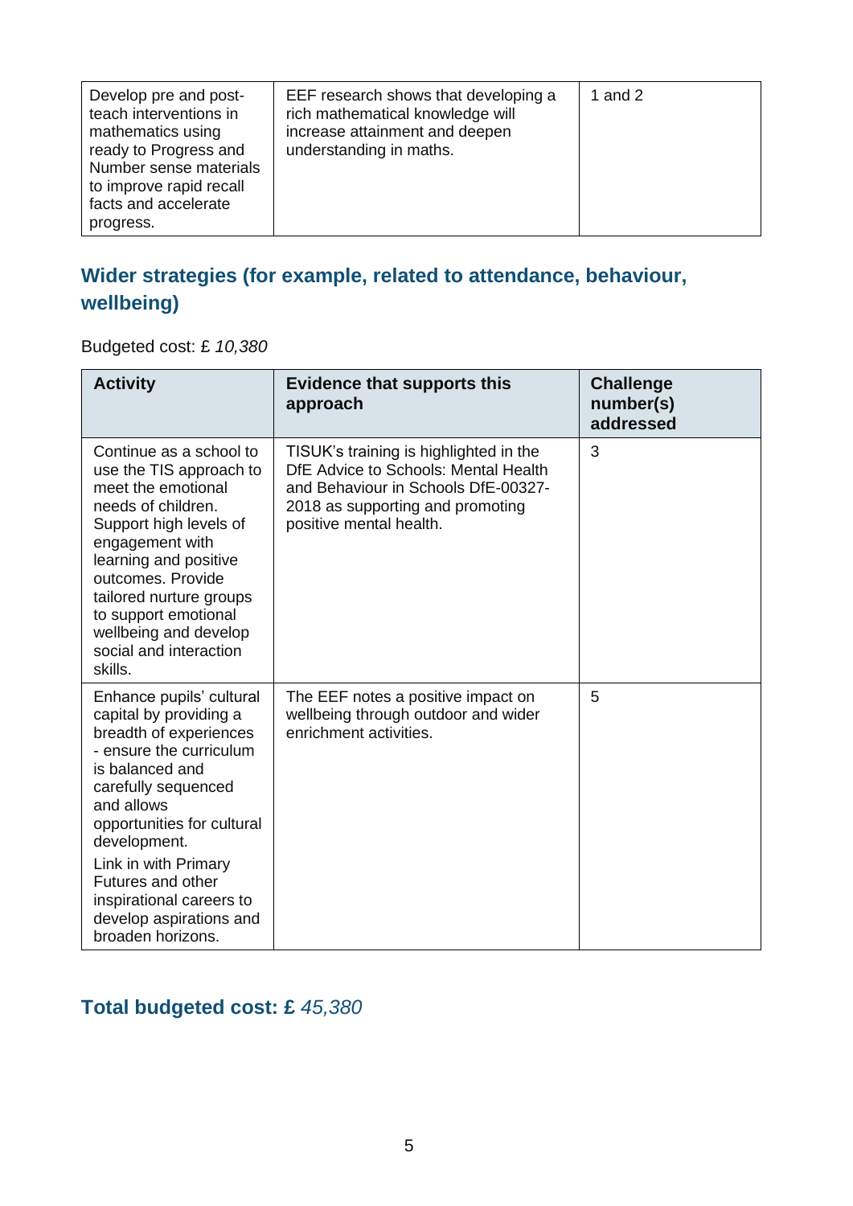| Develop pre and post-teach interventions in mathematics using ready to Progress and Number sense materials to improve rapid recall facts and accelerate progress. | EEF research shows that developing a rich mathematical knowledge will increase attainment and deepen understanding in maths. | 1 and 2 |
|---|---|---|

## Wider strategies (for example, related to attendance, behaviour, wellbeing)

Budgeted cost: £ *10,380*

| Activity | Evidence that supports this approach | Challenge number(s) addressed |
|---|---|---|
| Continue as a school to use the TIS approach to meet the emotional needs of children. Support high levels of engagement with learning and positive outcomes. Provide tailored nurture groups to support emotional wellbeing and develop social and interaction skills. | TISUK's training is highlighted in the DfE Advice to Schools: Mental Health and Behaviour in Schools DfE-00327-2018 as supporting and promoting positive mental health. | 3 |
| Enhance pupils' cultural capital by providing a breadth of experiences - ensure the curriculum is balanced and carefully sequenced and allows opportunities for cultural development.<br><br>Link in with Primary Futures and other inspirational careers to develop aspirations and broaden horizons. | The EEF notes a positive impact on wellbeing through outdoor and wider enrichment activities. | 5 |

## Total budgeted cost: £ *45,380*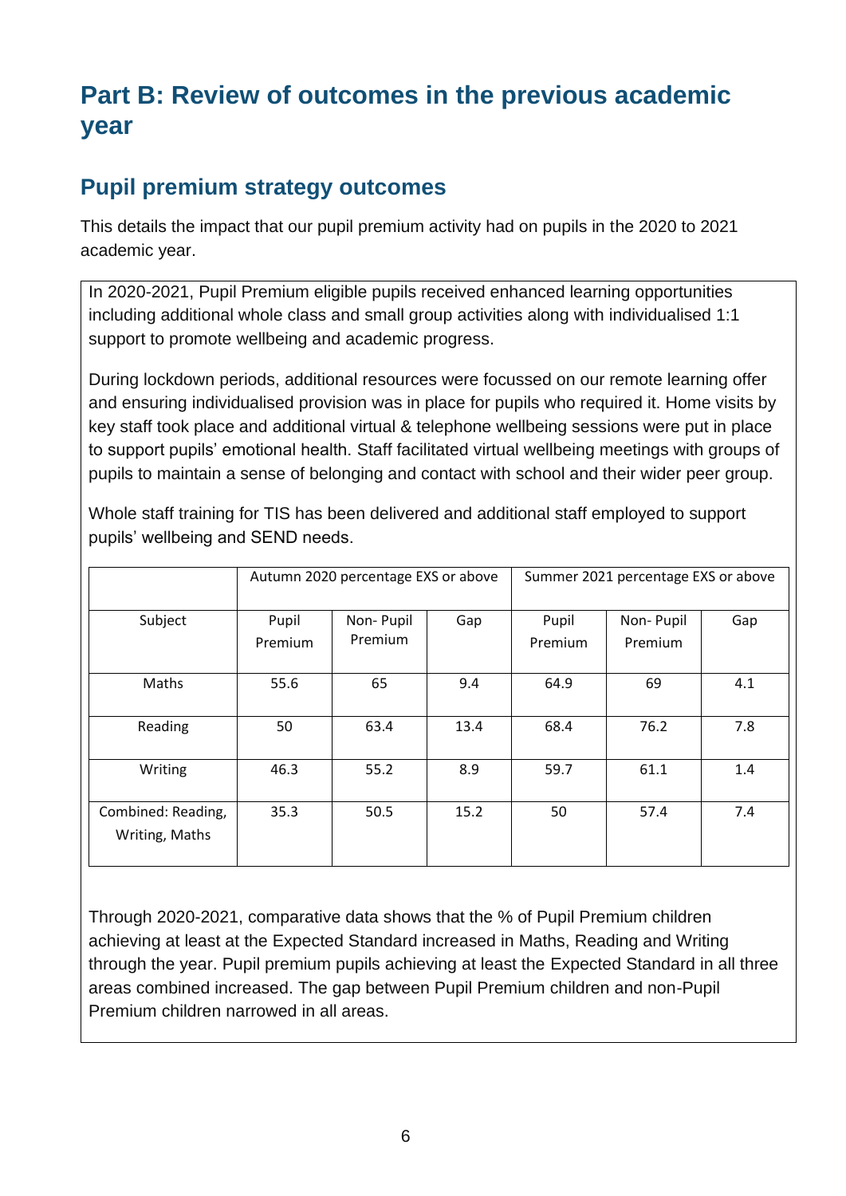# Part B: Review of outcomes in the previous academic year

## Pupil premium strategy outcomes

This details the impact that our pupil premium activity had on pupils in the 2020 to 2021 academic year.

In 2020-2021, Pupil Premium eligible pupils received enhanced learning opportunities including additional whole class and small group activities along with individualised 1:1 support to promote wellbeing and academic progress.

During lockdown periods, additional resources were focussed on our remote learning offer and ensuring individualised provision was in place for pupils who required it. Home visits by key staff took place and additional virtual & telephone wellbeing sessions were put in place to support pupils' emotional health. Staff facilitated virtual wellbeing meetings with groups of pupils to maintain a sense of belonging and contact with school and their wider peer group.

Whole staff training for TIS has been delivered and additional staff employed to support pupils' wellbeing and SEND needs.

| | Autumn 2020 percentage EXS or above | | | Summer 2021 percentage EXS or above | | |
|---|---|---|---|---|---|---|
| Subject | Pupil Premium | Non- Pupil Premium | Gap | Pupil Premium | Non- Pupil Premium | Gap |
| Maths | 55.6 | 65 | 9.4 | 64.9 | 69 | 4.1 |
| Reading | 50 | 63.4 | 13.4 | 68.4 | 76.2 | 7.8 |
| Writing | 46.3 | 55.2 | 8.9 | 59.7 | 61.1 | 1.4 |
| Combined: Reading, Writing, Maths | 35.3 | 50.5 | 15.2 | 50 | 57.4 | 7.4 |

Through 2020-2021, comparative data shows that the % of Pupil Premium children achieving at least at the Expected Standard increased in Maths, Reading and Writing through the year. Pupil premium pupils achieving at least the Expected Standard in all three areas combined increased. The gap between Pupil Premium children and non-Pupil Premium children narrowed in all areas.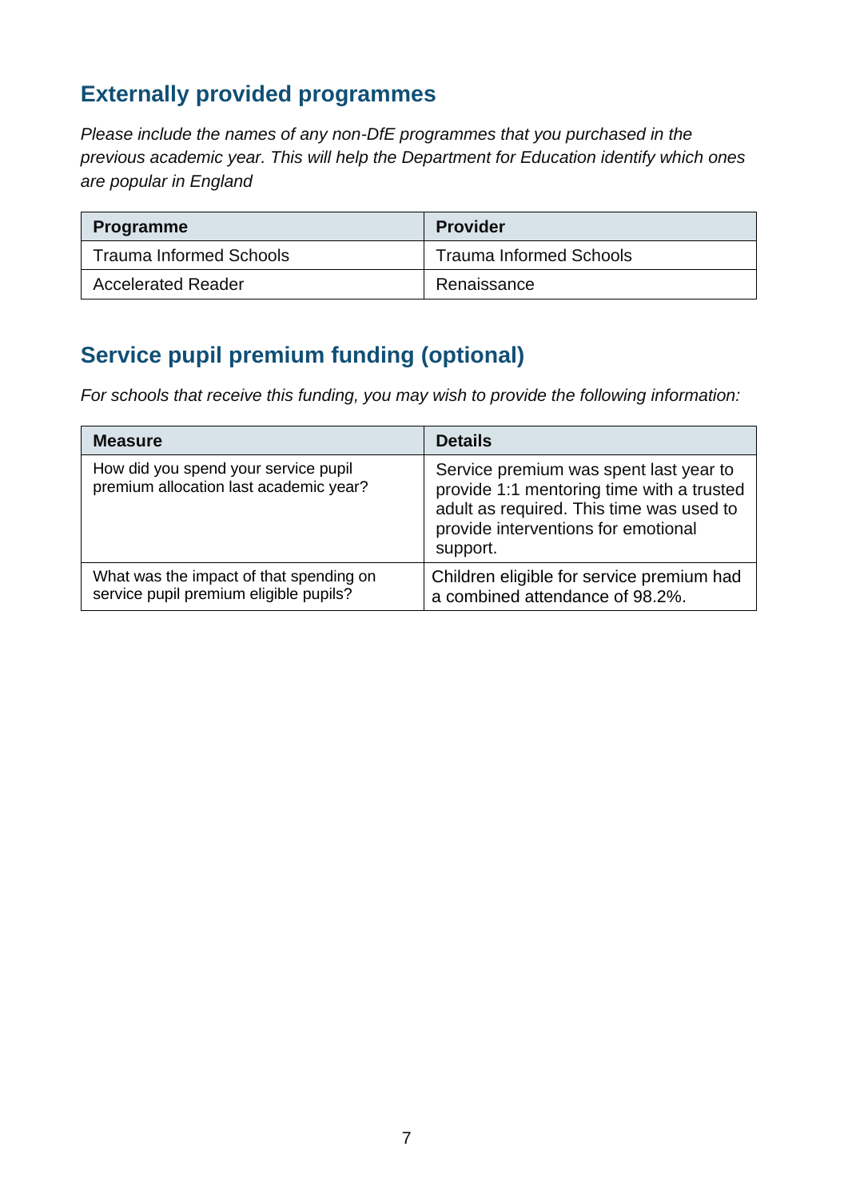## Externally provided programmes

*Please include the names of any non-DfE programmes that you purchased in the previous academic year. This will help the Department for Education identify which ones are popular in England*

| Programme | Provider |
| --- | --- |
| Trauma Informed Schools | Trauma Informed Schools |
| Accelerated Reader | Renaissance |

## Service pupil premium funding (optional)

*For schools that receive this funding, you may wish to provide the following information:*

| Measure | Details |
| --- | --- |
| How did you spend your service pupil premium allocation last academic year? | Service premium was spent last year to provide 1:1 mentoring time with a trusted adult as required. This time was used to provide interventions for emotional support. |
| What was the impact of that spending on service pupil premium eligible pupils? | Children eligible for service premium had a combined attendance of 98.2%. |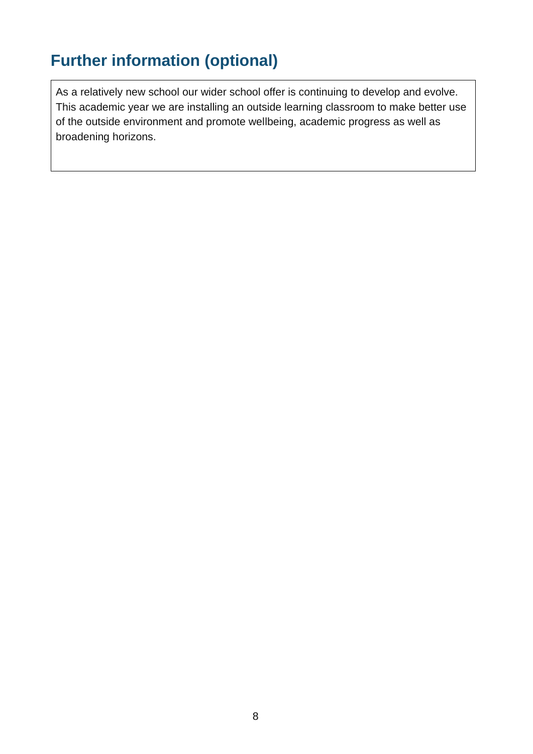## Further information (optional)

As a relatively new school our wider school offer is continuing to develop and evolve. This academic year we are installing an outside learning classroom to make better use of the outside environment and promote wellbeing, academic progress as well as broadening horizons.